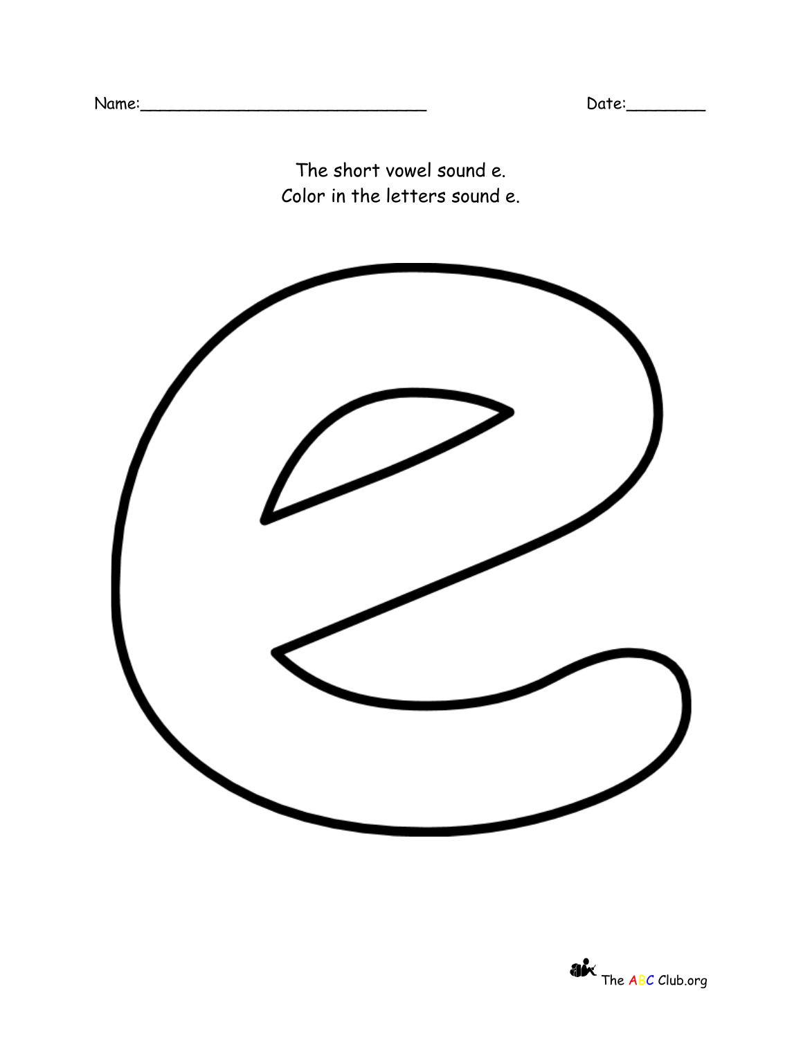Name:______________________________ Date:________

The short vowel sound e.
Color in the letters sound e.

The ABC Club.org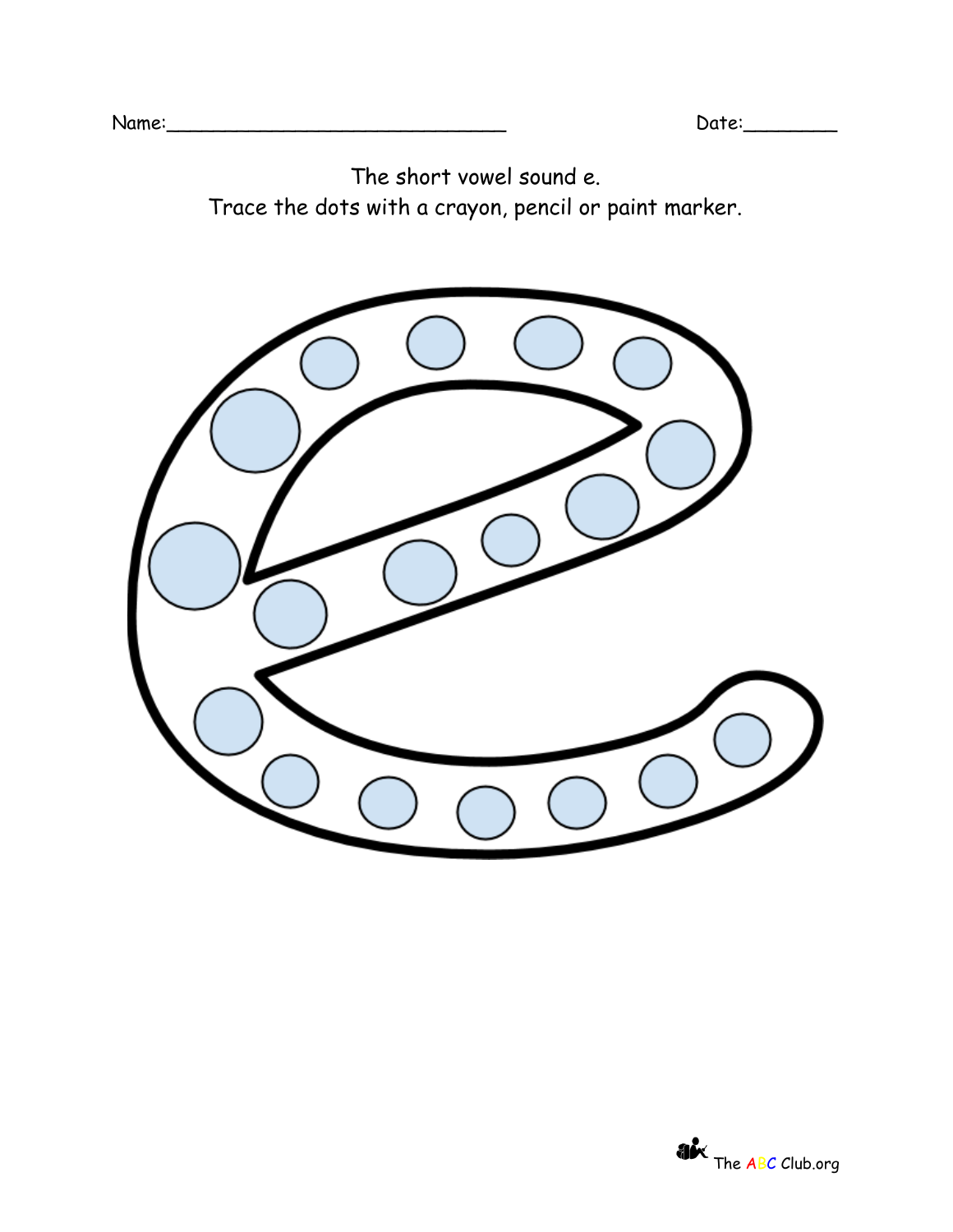Name:______________________________ Date:________

The short vowel sound e.
Trace the dots with a crayon, pencil or paint marker.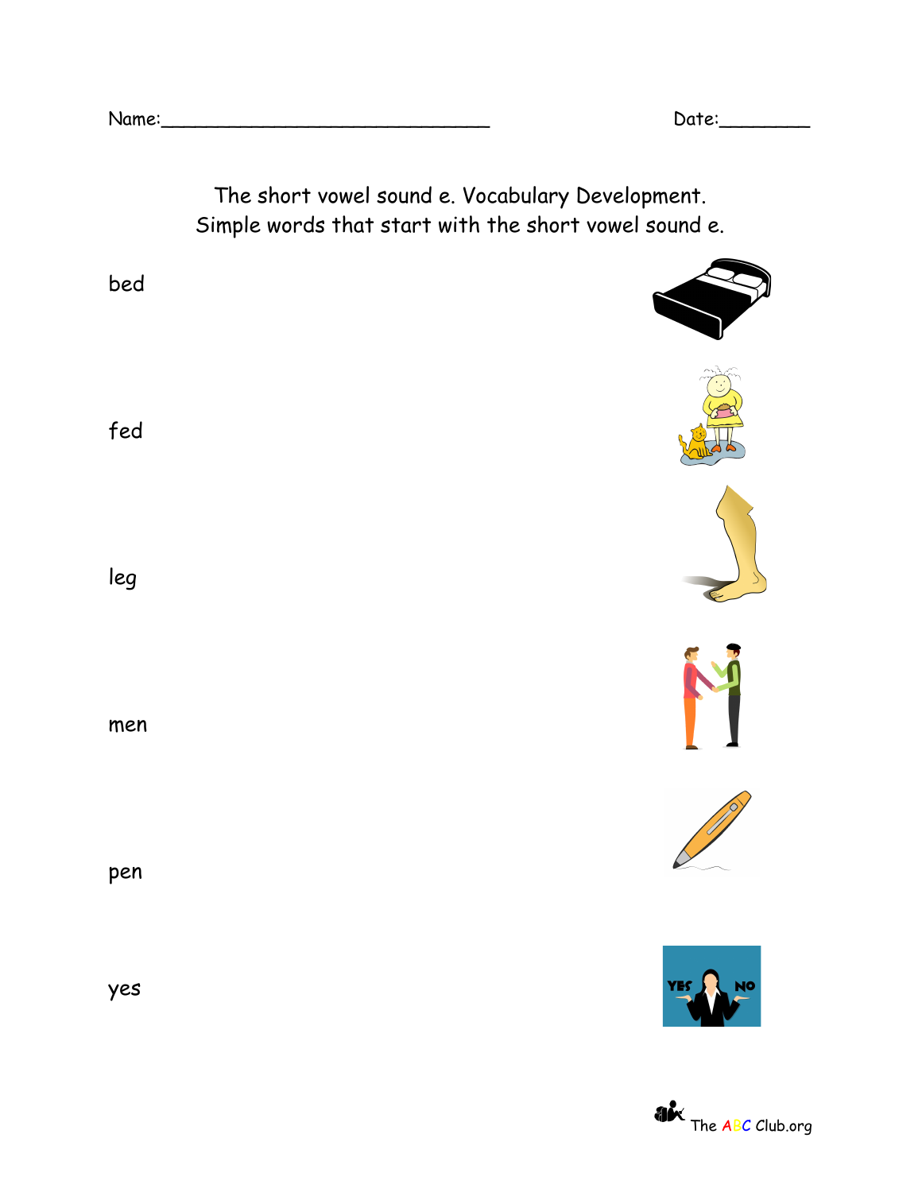Name:______________________________ Date:________

The short vowel sound e. Vocabulary Development.
Simple words that start with the short vowel sound e.

bed

fed

leg

men

pen

yes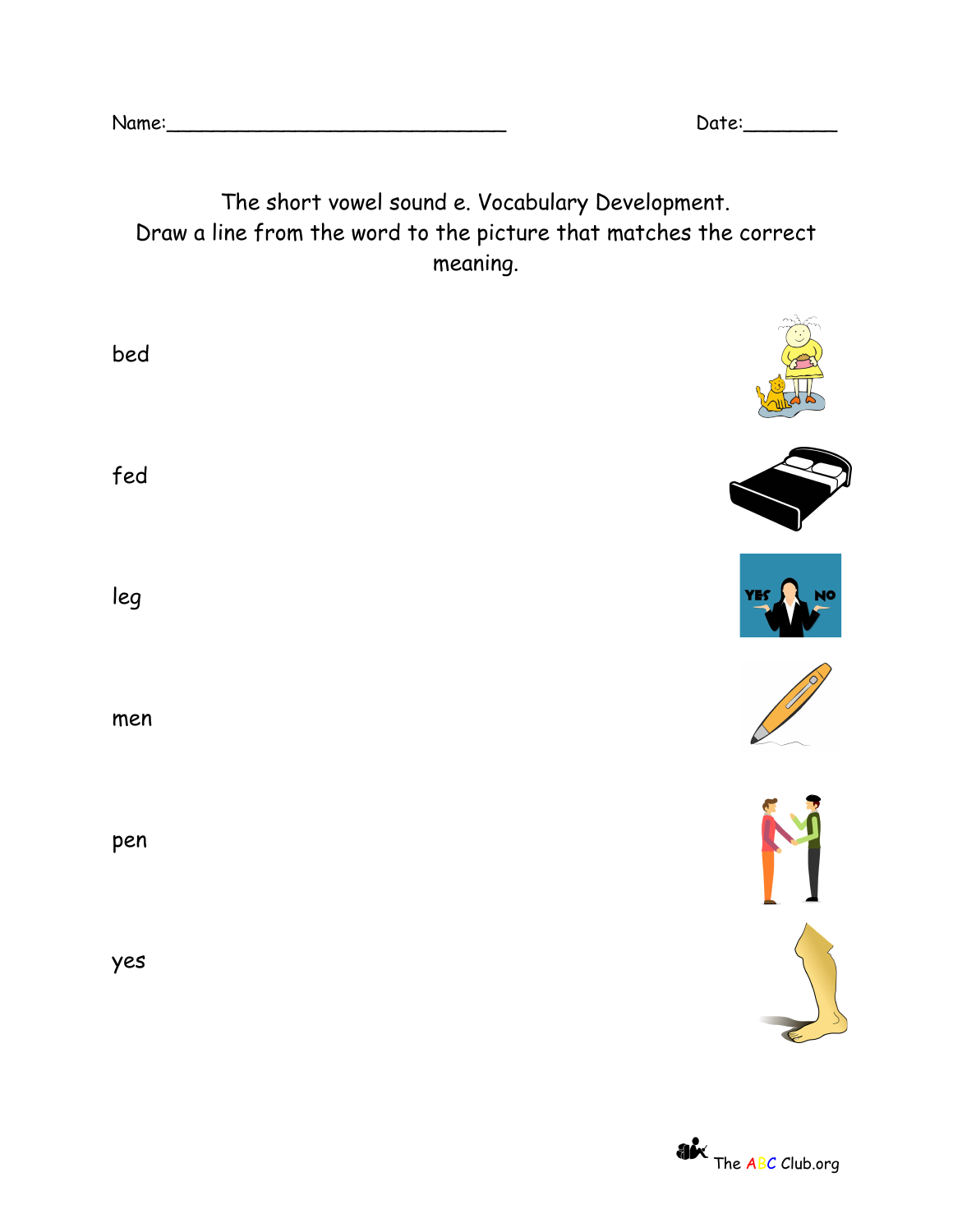Name:______________________________ Date:________

The short vowel sound e. Vocabulary Development.
Draw a line from the word to the picture that matches the correct meaning.

bed

fed

leg

men

pen

yes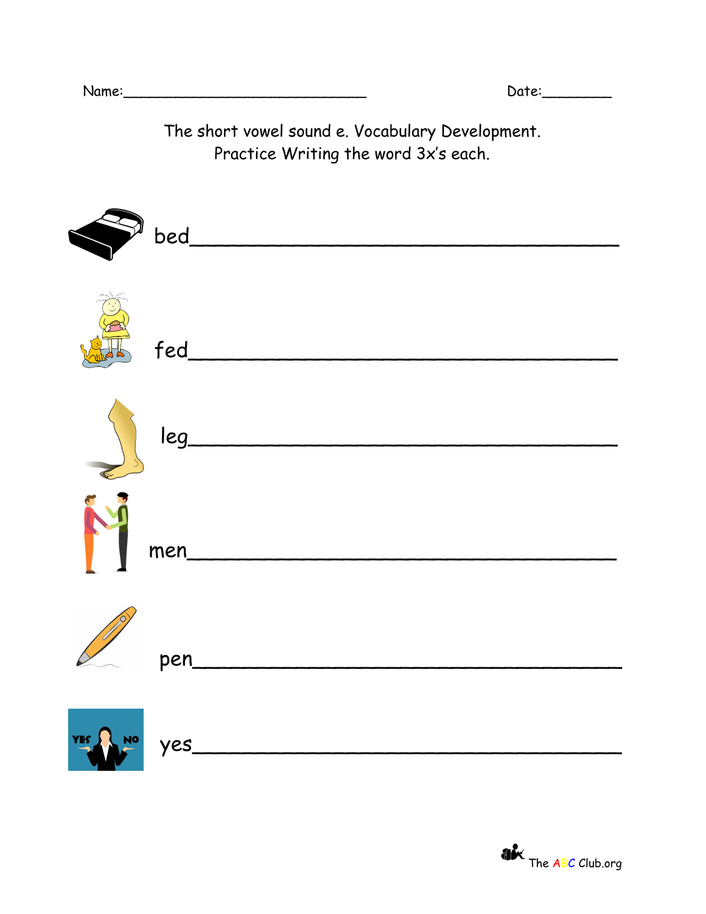Name:______________________________ Date:_________

The short vowel sound e. Vocabulary Development.
Practice Writing the word 3x's each.

bed___________________________________

fed___________________________________

leg___________________________________

men___________________________________

pen___________________________________

yes___________________________________

The ABC Club.org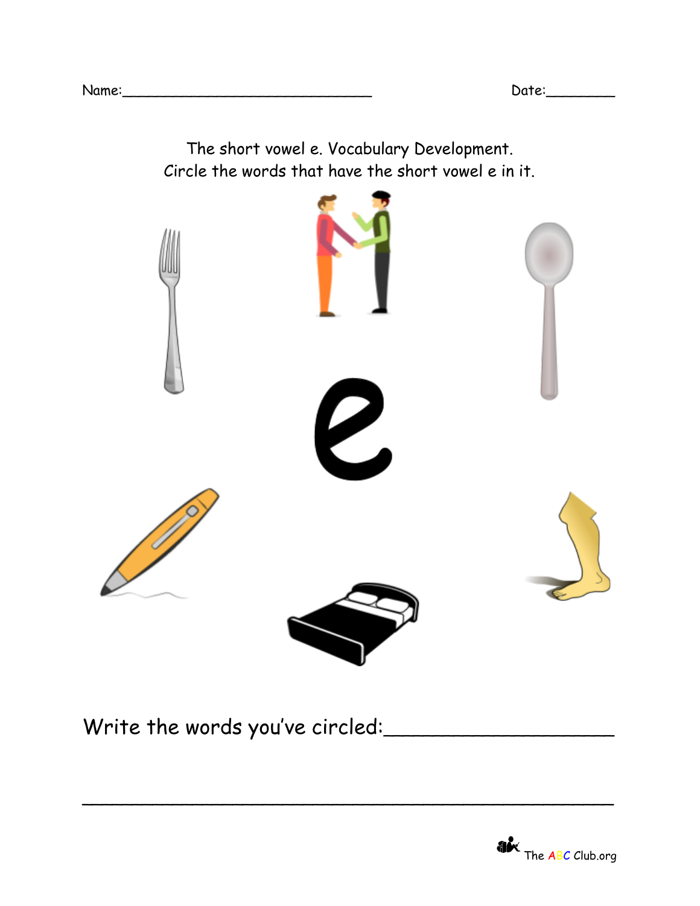Name:______________________________ Date:________

The short vowel e. Vocabulary Development.
Circle the words that have the short vowel e in it.

e

Write the words you've circled:____________________

______________________________________________________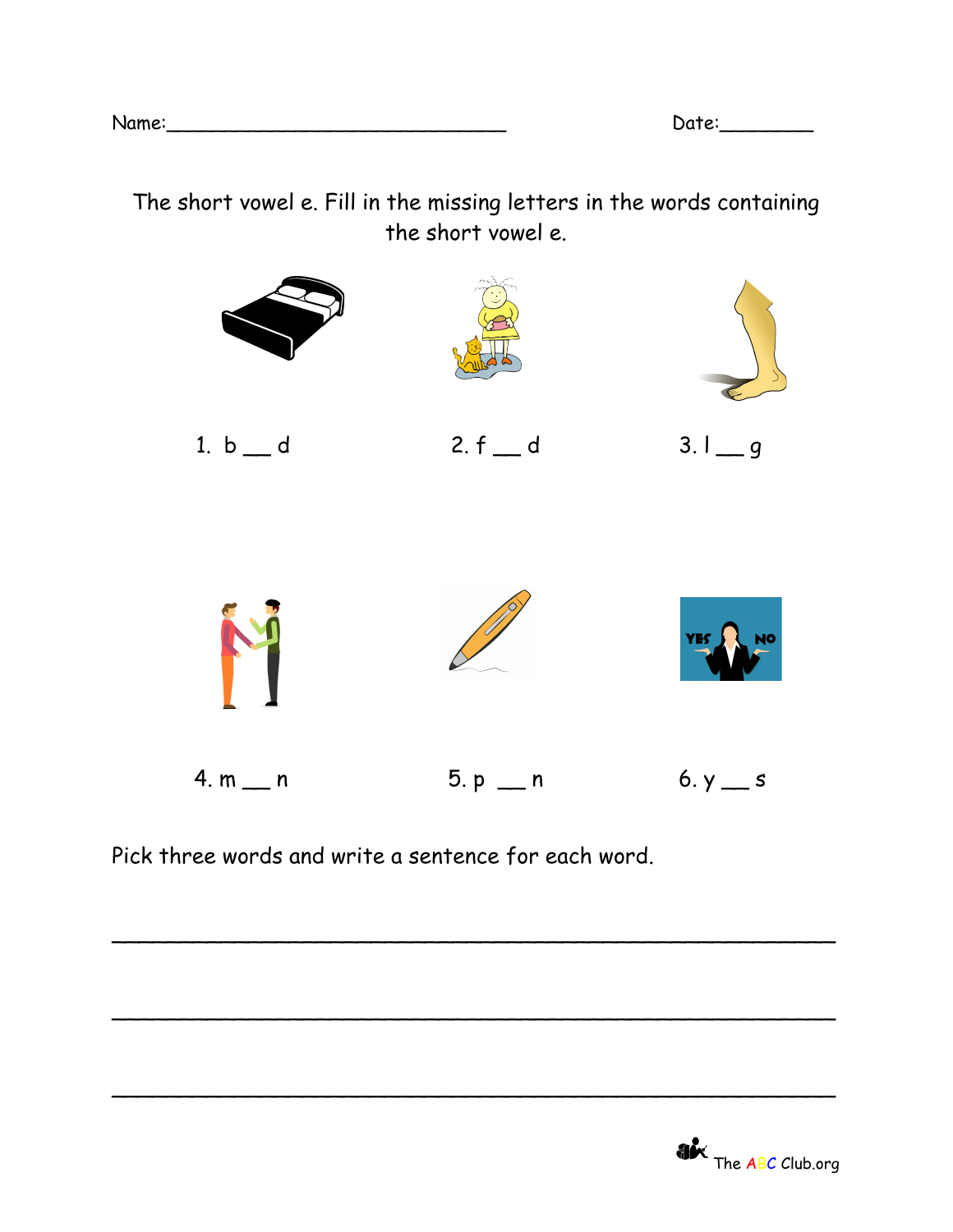Name:_______________________________ Date:_________

The short vowel e. Fill in the missing letters in the words containing the short vowel e.

1. b __ d

2. f __ d

3. l __ g

4. m __ n

5. p __ n

6. y __ s

Pick three words and write a sentence for each word.

_______________________________________________________________

_______________________________________________________________

_______________________________________________________________

The ABC Club.org